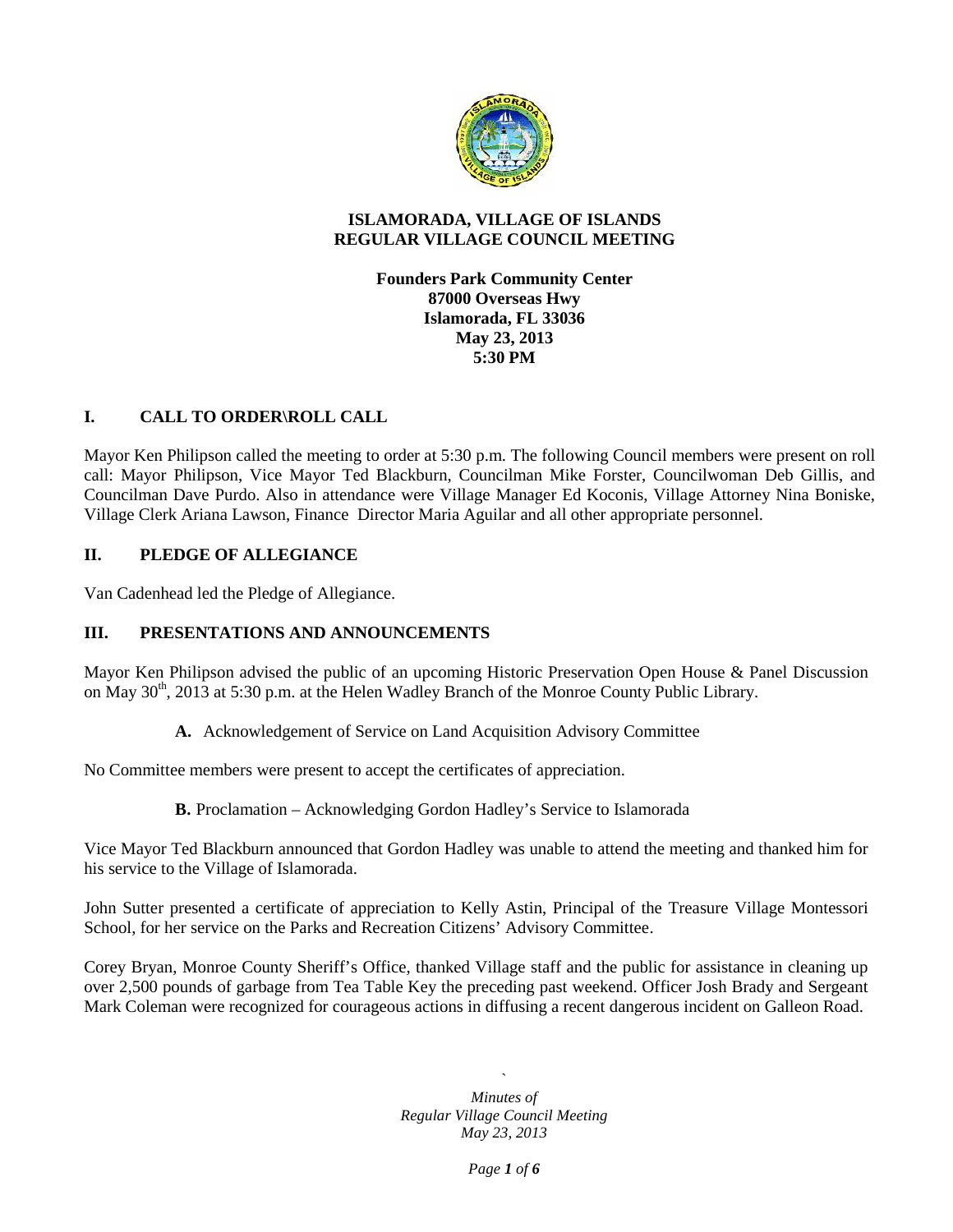# ISLAMORADA, VILLAGE OF ISLANDS
# REGULAR VILLAGE COUNCIL MEETING

**Founders Park Community Center**
**87000 Overseas Hwy**
**Islamorada, FL 33036**
**May 23, 2013**
**5:30 PM**

## I. CALL TO ORDER\ROLL CALL

Mayor Ken Philipson called the meeting to order at 5:30 p.m. The following Council members were present on roll call: Mayor Philipson, Vice Mayor Ted Blackburn, Councilman Mike Forster, Councilwoman Deb Gillis, and Councilman Dave Purdo. Also in attendance were Village Manager Ed Koconis, Village Attorney Nina Boniske, Village Clerk Ariana Lawson, Finance Director Maria Aguilar and all other appropriate personnel.

## II. PLEDGE OF ALLEGIANCE

Van Cadenhead led the Pledge of Allegiance.

## III. PRESENTATIONS AND ANNOUNCEMENTS

Mayor Ken Philipson advised the public of an upcoming Historic Preservation Open House & Panel Discussion on May 30th, 2013 at 5:30 p.m. at the Helen Wadley Branch of the Monroe County Public Library.

**A.** Acknowledgement of Service on Land Acquisition Advisory Committee

No Committee members were present to accept the certificates of appreciation.

**B.** Proclamation – Acknowledging Gordon Hadley's Service to Islamorada

Vice Mayor Ted Blackburn announced that Gordon Hadley was unable to attend the meeting and thanked him for his service to the Village of Islamorada.

John Sutter presented a certificate of appreciation to Kelly Astin, Principal of the Treasure Village Montessori School, for her service on the Parks and Recreation Citizens' Advisory Committee.

Corey Bryan, Monroe County Sheriff's Office, thanked Village staff and the public for assistance in cleaning up over 2,500 pounds of garbage from Tea Table Key the preceding past weekend. Officer Josh Brady and Sergeant Mark Coleman were recognized for courageous actions in diffusing a recent dangerous incident on Galleon Road.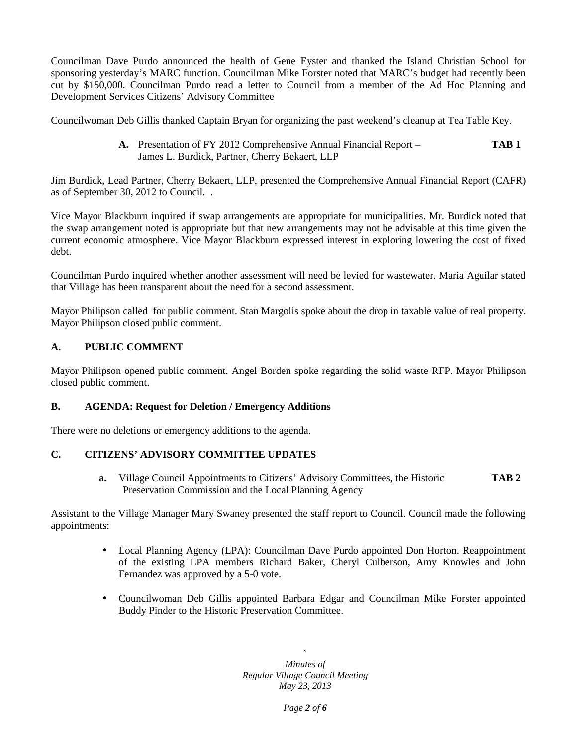Councilman Dave Purdo announced the health of Gene Eyster and thanked the Island Christian School for sponsoring yesterday's MARC function. Councilman Mike Forster noted that MARC's budget had recently been cut by $150,000. Councilman Purdo read a letter to Council from a member of the Ad Hoc Planning and Development Services Citizens' Advisory Committee

Councilwoman Deb Gillis thanked Captain Bryan for organizing the past weekend's cleanup at Tea Table Key.

> **A.** Presentation of FY 2012 Comprehensive Annual Financial Report – James L. Burdick, Partner, Cherry Bekaert, LLP **TAB 1**

Jim Burdick, Lead Partner, Cherry Bekaert, LLP, presented the Comprehensive Annual Financial Report (CAFR) as of September 30, 2012 to Council. .

Vice Mayor Blackburn inquired if swap arrangements are appropriate for municipalities. Mr. Burdick noted that the swap arrangement noted is appropriate but that new arrangements may not be advisable at this time given the current economic atmosphere. Vice Mayor Blackburn expressed interest in exploring lowering the cost of fixed debt.

Councilman Purdo inquired whether another assessment will need be levied for wastewater. Maria Aguilar stated that Village has been transparent about the need for a second assessment.

Mayor Philipson called for public comment. Stan Margolis spoke about the drop in taxable value of real property. Mayor Philipson closed public comment.

## A. PUBLIC COMMENT

Mayor Philipson opened public comment. Angel Borden spoke regarding the solid waste RFP. Mayor Philipson closed public comment.

## B. AGENDA: Request for Deletion / Emergency Additions

There were no deletions or emergency additions to the agenda.

## C. CITIZENS' ADVISORY COMMITTEE UPDATES

> **a.** Village Council Appointments to Citizens' Advisory Committees, the Historic Preservation Commission and the Local Planning Agency **TAB 2**

Assistant to the Village Manager Mary Swaney presented the staff report to Council. Council made the following appointments:

- Local Planning Agency (LPA): Councilman Dave Purdo appointed Don Horton. Reappointment of the existing LPA members Richard Baker, Cheryl Culberson, Amy Knowles and John Fernandez was approved by a 5-0 vote.
- Councilwoman Deb Gillis appointed Barbara Edgar and Councilman Mike Forster appointed Buddy Pinder to the Historic Preservation Committee.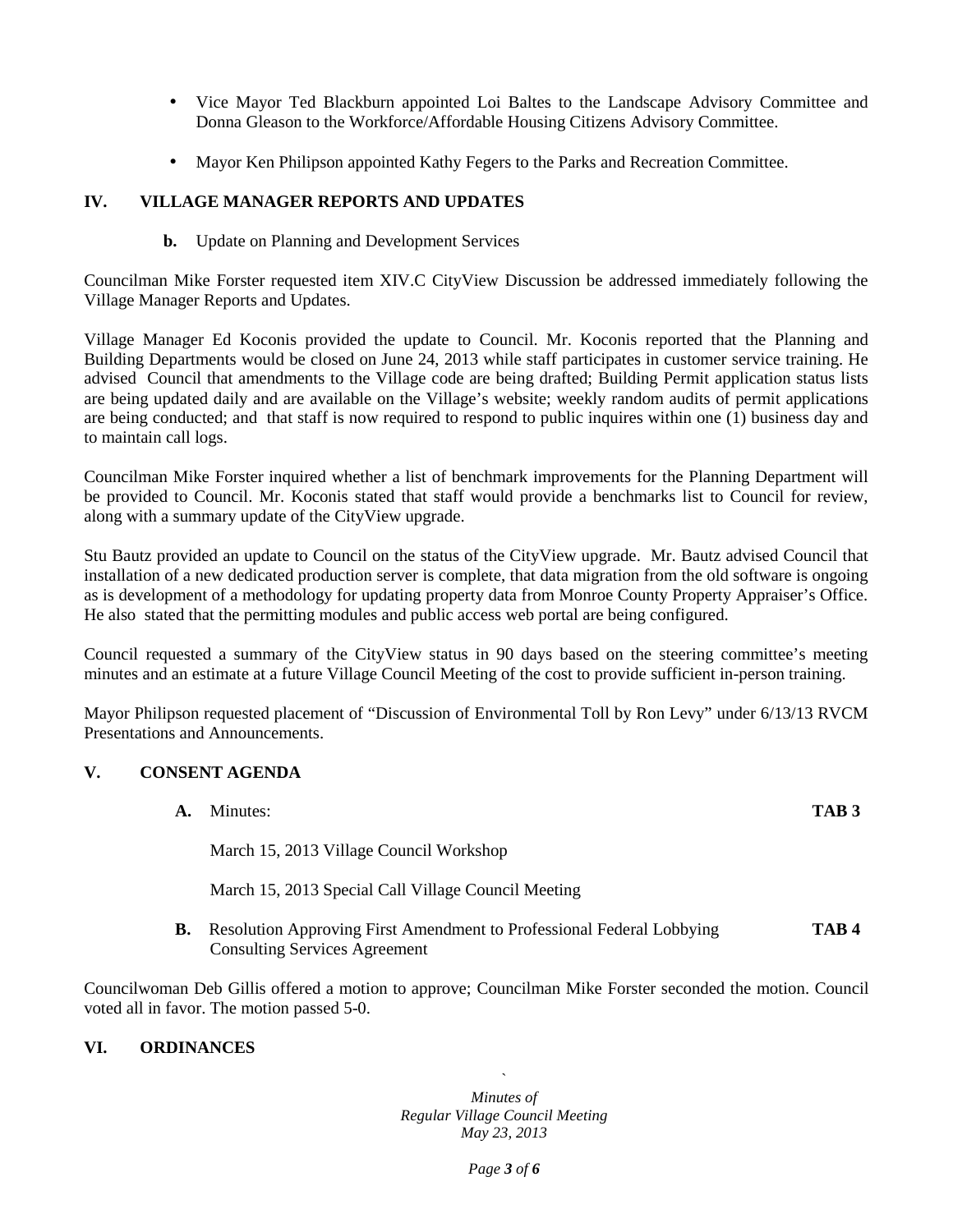- Vice Mayor Ted Blackburn appointed Loi Baltes to the Landscape Advisory Committee and Donna Gleason to the Workforce/Affordable Housing Citizens Advisory Committee.
- Mayor Ken Philipson appointed Kathy Fegers to the Parks and Recreation Committee.

## IV. VILLAGE MANAGER REPORTS AND UPDATES

**b.** Update on Planning and Development Services

Councilman Mike Forster requested item XIV.C CityView Discussion be addressed immediately following the Village Manager Reports and Updates.

Village Manager Ed Koconis provided the update to Council. Mr. Koconis reported that the Planning and Building Departments would be closed on June 24, 2013 while staff participates in customer service training. He advised Council that amendments to the Village code are being drafted; Building Permit application status lists are being updated daily and are available on the Village's website; weekly random audits of permit applications are being conducted; and that staff is now required to respond to public inquires within one (1) business day and to maintain call logs.

Councilman Mike Forster inquired whether a list of benchmark improvements for the Planning Department will be provided to Council. Mr. Koconis stated that staff would provide a benchmarks list to Council for review, along with a summary update of the CityView upgrade.

Stu Bautz provided an update to Council on the status of the CityView upgrade. Mr. Bautz advised Council that installation of a new dedicated production server is complete, that data migration from the old software is ongoing as is development of a methodology for updating property data from Monroe County Property Appraiser's Office. He also stated that the permitting modules and public access web portal are being configured.

Council requested a summary of the CityView status in 90 days based on the steering committee's meeting minutes and an estimate at a future Village Council Meeting of the cost to provide sufficient in-person training.

Mayor Philipson requested placement of "Discussion of Environmental Toll by Ron Levy" under 6/13/13 RVCM Presentations and Announcements.

## V. CONSENT AGENDA

**A.** Minutes: **TAB 3**

March 15, 2013 Village Council Workshop

March 15, 2013 Special Call Village Council Meeting

**B.** Resolution Approving First Amendment to Professional Federal Lobbying Consulting Services Agreement **TAB 4**

Councilwoman Deb Gillis offered a motion to approve; Councilman Mike Forster seconded the motion. Council voted all in favor. The motion passed 5-0.

## VI. ORDINANCES

*Minutes of*
*Regular Village Council Meeting*
*May 23, 2013*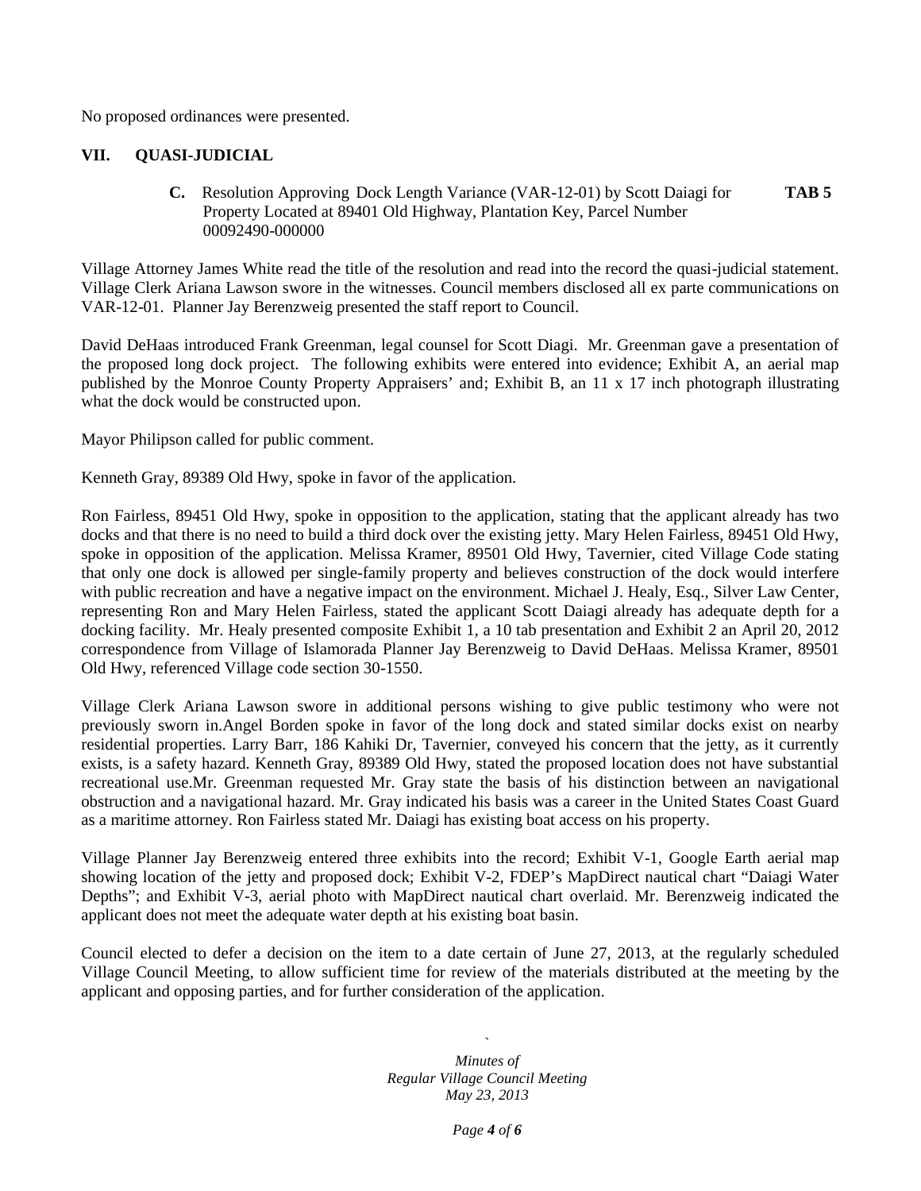No proposed ordinances were presented.

## VII. QUASI-JUDICIAL

**C.** Resolution Approving Dock Length Variance (VAR-12-01) by Scott Daiagi for Property Located at 89401 Old Highway, Plantation Key, Parcel Number 00092490-000000 **TAB 5**

Village Attorney James White read the title of the resolution and read into the record the quasi-judicial statement. Village Clerk Ariana Lawson swore in the witnesses. Council members disclosed all ex parte communications on VAR-12-01. Planner Jay Berenzweig presented the staff report to Council.

David DeHaas introduced Frank Greenman, legal counsel for Scott Diagi. Mr. Greenman gave a presentation of the proposed long dock project. The following exhibits were entered into evidence; Exhibit A, an aerial map published by the Monroe County Property Appraisers' and; Exhibit B, an 11 x 17 inch photograph illustrating what the dock would be constructed upon.

Mayor Philipson called for public comment.

Kenneth Gray, 89389 Old Hwy, spoke in favor of the application.

Ron Fairless, 89451 Old Hwy, spoke in opposition to the application, stating that the applicant already has two docks and that there is no need to build a third dock over the existing jetty. Mary Helen Fairless, 89451 Old Hwy, spoke in opposition of the application. Melissa Kramer, 89501 Old Hwy, Tavernier, cited Village Code stating that only one dock is allowed per single-family property and believes construction of the dock would interfere with public recreation and have a negative impact on the environment. Michael J. Healy, Esq., Silver Law Center, representing Ron and Mary Helen Fairless, stated the applicant Scott Daiagi already has adequate depth for a docking facility. Mr. Healy presented composite Exhibit 1, a 10 tab presentation and Exhibit 2 an April 20, 2012 correspondence from Village of Islamorada Planner Jay Berenzweig to David DeHaas. Melissa Kramer, 89501 Old Hwy, referenced Village code section 30-1550.

Village Clerk Ariana Lawson swore in additional persons wishing to give public testimony who were not previously sworn in.Angel Borden spoke in favor of the long dock and stated similar docks exist on nearby residential properties. Larry Barr, 186 Kahiki Dr, Tavernier, conveyed his concern that the jetty, as it currently exists, is a safety hazard. Kenneth Gray, 89389 Old Hwy, stated the proposed location does not have substantial recreational use.Mr. Greenman requested Mr. Gray state the basis of his distinction between an navigational obstruction and a navigational hazard. Mr. Gray indicated his basis was a career in the United States Coast Guard as a maritime attorney. Ron Fairless stated Mr. Daiagi has existing boat access on his property.

Village Planner Jay Berenzweig entered three exhibits into the record; Exhibit V-1, Google Earth aerial map showing location of the jetty and proposed dock; Exhibit V-2, FDEP's MapDirect nautical chart "Daiagi Water Depths"; and Exhibit V-3, aerial photo with MapDirect nautical chart overlaid. Mr. Berenzweig indicated the applicant does not meet the adequate water depth at his existing boat basin.

Council elected to defer a decision on the item to a date certain of June 27, 2013, at the regularly scheduled Village Council Meeting, to allow sufficient time for review of the materials distributed at the meeting by the applicant and opposing parties, and for further consideration of the application.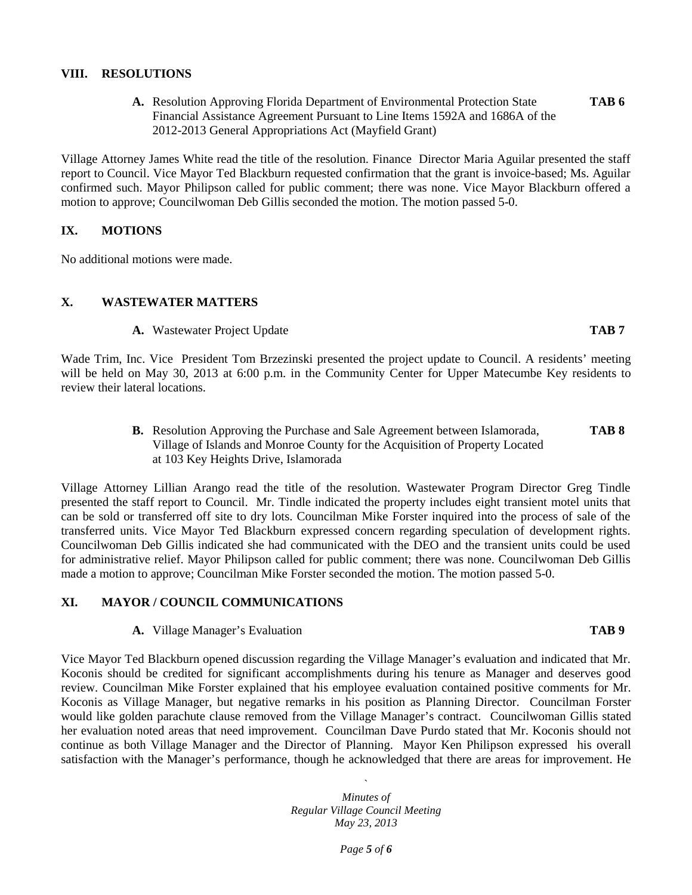## VIII. RESOLUTIONS

**A.** Resolution Approving Florida Department of Environmental Protection State Financial Assistance Agreement Pursuant to Line Items 1592A and 1686A of the 2012-2013 General Appropriations Act (Mayfield Grant) **TAB 6**

Village Attorney James White read the title of the resolution. Finance Director Maria Aguilar presented the staff report to Council. Vice Mayor Ted Blackburn requested confirmation that the grant is invoice-based; Ms. Aguilar confirmed such. Mayor Philipson called for public comment; there was none. Vice Mayor Blackburn offered a motion to approve; Councilwoman Deb Gillis seconded the motion. The motion passed 5-0.

## IX. MOTIONS

No additional motions were made.

## X. WASTEWATER MATTERS

**A.** Wastewater Project Update **TAB 7**

Wade Trim, Inc. Vice President Tom Brzezinski presented the project update to Council. A residents' meeting will be held on May 30, 2013 at 6:00 p.m. in the Community Center for Upper Matecumbe Key residents to review their lateral locations.

**B.** Resolution Approving the Purchase and Sale Agreement between Islamorada, Village of Islands and Monroe County for the Acquisition of Property Located at 103 Key Heights Drive, Islamorada **TAB 8**

Village Attorney Lillian Arango read the title of the resolution. Wastewater Program Director Greg Tindle presented the staff report to Council. Mr. Tindle indicated the property includes eight transient motel units that can be sold or transferred off site to dry lots. Councilman Mike Forster inquired into the process of sale of the transferred units. Vice Mayor Ted Blackburn expressed concern regarding speculation of development rights. Councilwoman Deb Gillis indicated she had communicated with the DEO and the transient units could be used for administrative relief. Mayor Philipson called for public comment; there was none. Councilwoman Deb Gillis made a motion to approve; Councilman Mike Forster seconded the motion. The motion passed 5-0.

## XI. MAYOR / COUNCIL COMMUNICATIONS

**A.** Village Manager's Evaluation **TAB 9**

Vice Mayor Ted Blackburn opened discussion regarding the Village Manager's evaluation and indicated that Mr. Koconis should be credited for significant accomplishments during his tenure as Manager and deserves good review. Councilman Mike Forster explained that his employee evaluation contained positive comments for Mr. Koconis as Village Manager, but negative remarks in his position as Planning Director. Councilman Forster would like golden parachute clause removed from the Village Manager's contract. Councilwoman Gillis stated her evaluation noted areas that need improvement. Councilman Dave Purdo stated that Mr. Koconis should not continue as both Village Manager and the Director of Planning. Mayor Ken Philipson expressed his overall satisfaction with the Manager's performance, though he acknowledged that there are areas for improvement. He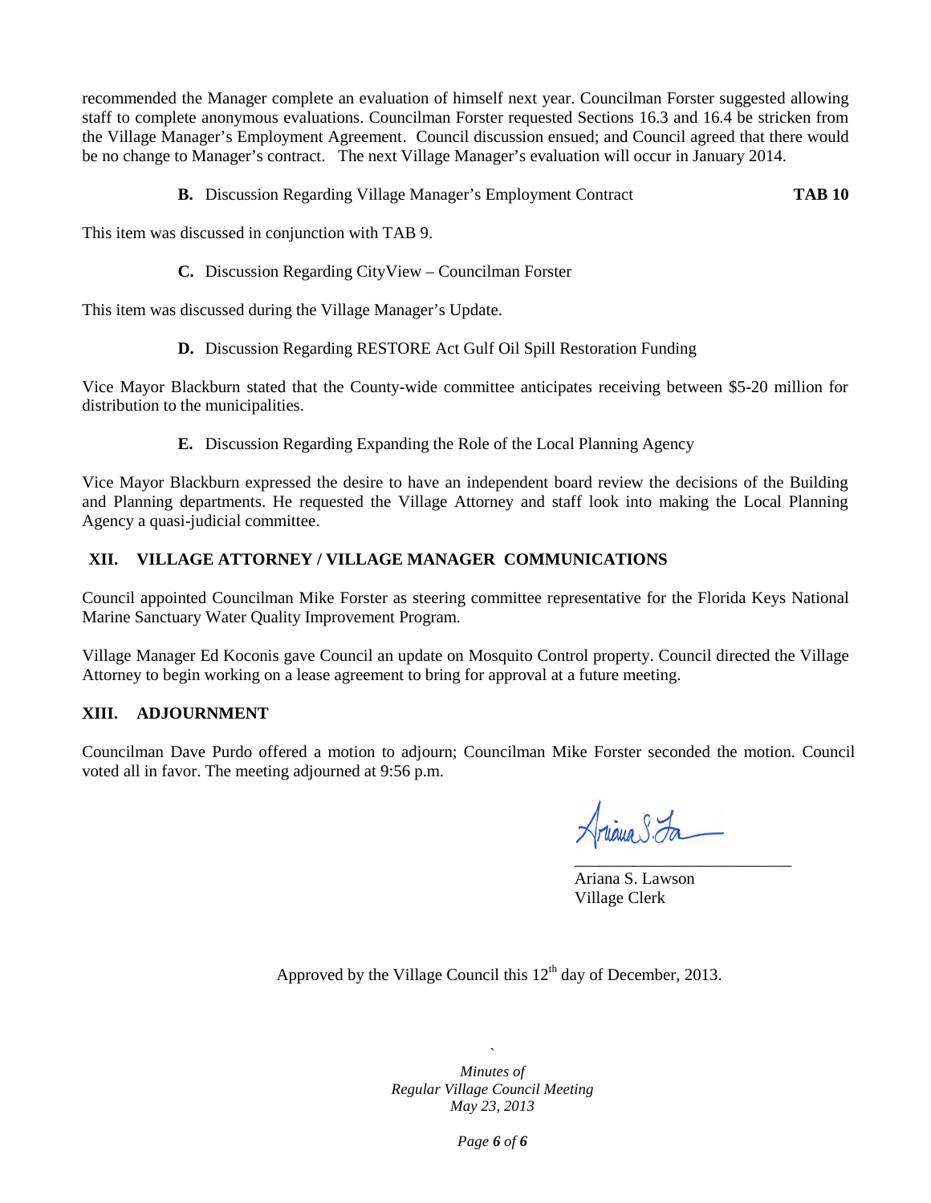recommended the Manager complete an evaluation of himself next year. Councilman Forster suggested allowing staff to complete anonymous evaluations. Councilman Forster requested Sections 16.3 and 16.4 be stricken from the Village Manager's Employment Agreement. Council discussion ensued; and Council agreed that there would be no change to Manager's contract. The next Village Manager's evaluation will occur in January 2014.

**B.** Discussion Regarding Village Manager's Employment Contract **TAB 10**

This item was discussed in conjunction with TAB 9.

**C.** Discussion Regarding CityView – Councilman Forster

This item was discussed during the Village Manager's Update.

**D.** Discussion Regarding RESTORE Act Gulf Oil Spill Restoration Funding

Vice Mayor Blackburn stated that the County-wide committee anticipates receiving between $5-20 million for distribution to the municipalities.

**E.** Discussion Regarding Expanding the Role of the Local Planning Agency

Vice Mayor Blackburn expressed the desire to have an independent board review the decisions of the Building and Planning departments. He requested the Village Attorney and staff look into making the Local Planning Agency a quasi-judicial committee.

## XII. VILLAGE ATTORNEY / VILLAGE MANAGER COMMUNICATIONS

Council appointed Councilman Mike Forster as steering committee representative for the Florida Keys National Marine Sanctuary Water Quality Improvement Program.

Village Manager Ed Koconis gave Council an update on Mosquito Control property. Council directed the Village Attorney to begin working on a lease agreement to bring for approval at a future meeting.

## XIII. ADJOURNMENT

Councilman Dave Purdo offered a motion to adjourn; Councilman Mike Forster seconded the motion. Council voted all in favor. The meeting adjourned at 9:56 p.m.

\_\_\_\_\_\_\_\_\_\_\_\_\_\_\_\_\_\_\_\_\_\_\_\_\_\_
Ariana S. Lawson
Village Clerk

Approved by the Village Council this 12th day of December, 2013.

*Minutes of*
*Regular Village Council Meeting*
*May 23, 2013*